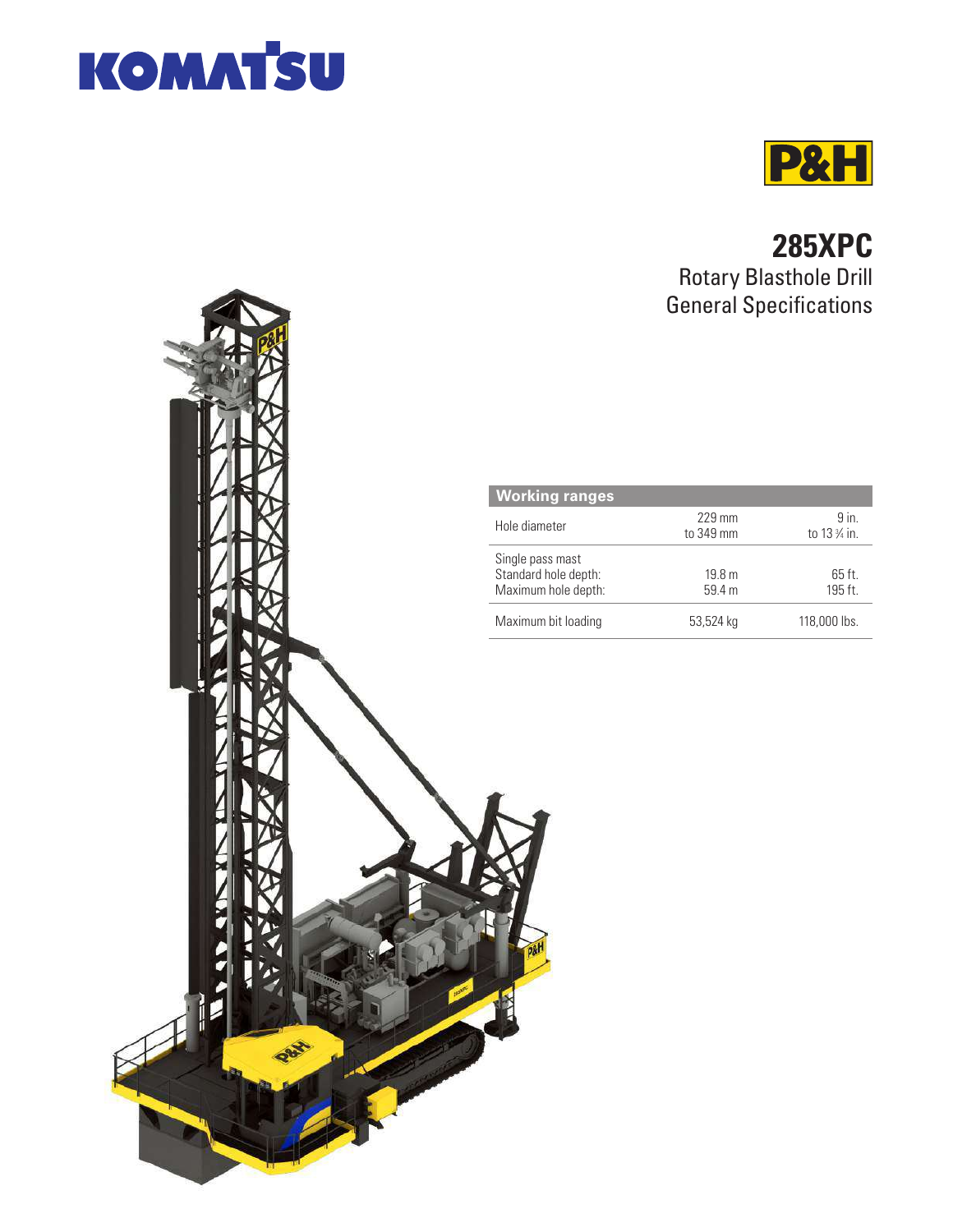KOMATSU

P&H

# 285XPC

## Rotary Blasthole Drill General Specifications

| Working ranges | | |
|---|---|---|
| Hole diameter | 229 mm to 349 mm | 9 in. to 13 ¾ in. |
| Single pass mast Standard hole depth: Maximum hole depth: | 19.8 m 59.4 m | 65 ft. 195 ft. |
| Maximum bit loading | 53,524 kg | 118,000 lbs. |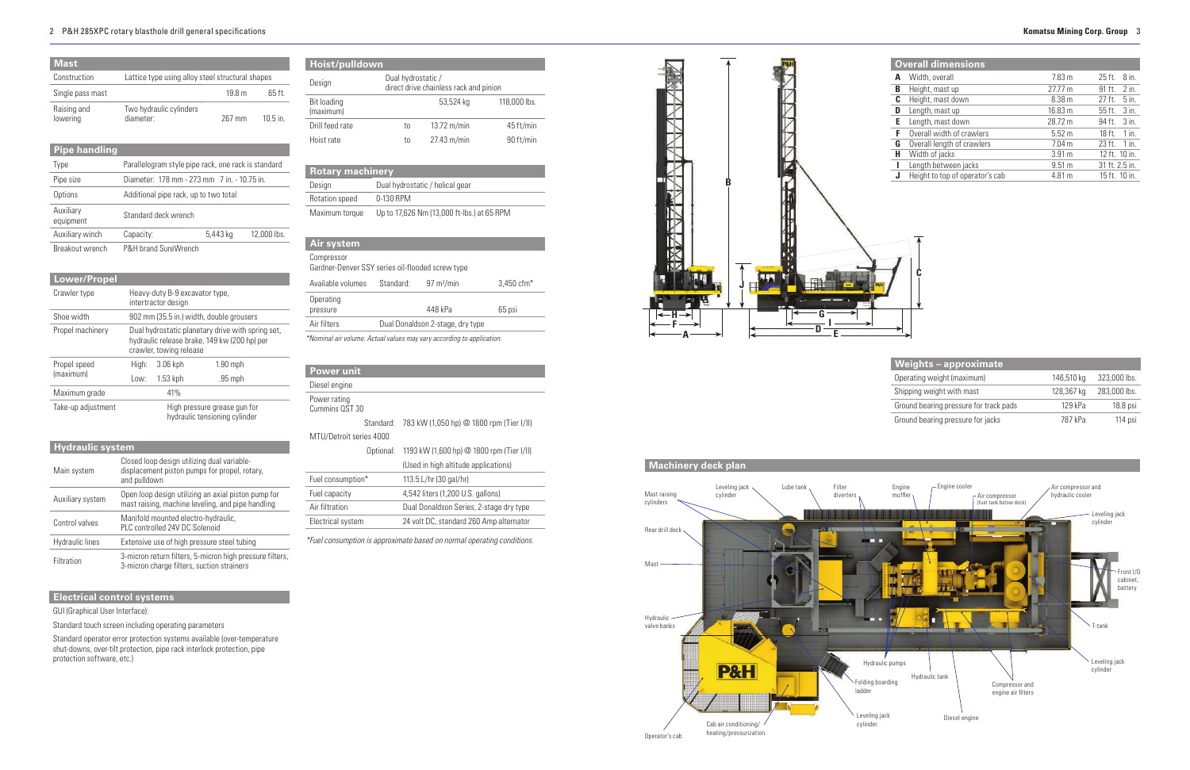## Mast

| | | | |
|---|---|---|---|
| Construction | Lattice type using alloy steel structural shapes | | |
| Single pass mast | | 19.8 m | 65 ft. |
| Raising and lowering | Two hydraulic cylinders diameter: | 267 mm | 10.5 in. |

## Pipe handling

| | |
|---|---|
| Type | Parallelogram style pipe rack, one rack is standard |
| Pipe size | Diameter: 178 mm - 273 mm 7 in. - 10.75 in. |
| Options | Additional pipe rack, up to two total |
| Auxiliary equipment | Standard deck wrench |
| Auxiliary winch | Capacity: 5,443 kg 12,000 lbs. |
| Breakout wrench | P&H brand SureWrench |

## Lower/Propel

| | | | |
|---|---|---|---|
| Crawler type | Heavy-duty B-9 excavator type, intertractor design | | |
| Shoe width | 902 mm (35.5 in.) width, double grousers | | |
| Propel machinery | Dual hydrostatic planetary drive with spring set, hydraulic release brake, 149 kw (200 hp) per crawler, towing release | | |
| Propel speed (maximum) | High: | 3.06 kph | 1.90 mph |
| | Low: | 1.53 kph | .95 mph |
| Maximum grade | 41% | | |
| Take-up adjustment | High pressure grease gun for hydraulic tensioning cylinder | | |

## Hydraulic system

| | |
|---|---|
| Main system | Closed loop design utilizing dual variable-displacement piston pumps for propel, rotary, and pulldown |
| Auxiliary system | Open loop design utilizing an axial piston pump for mast raising, machine leveling, and pipe handling |
| Control valves | Manifold mounted electro-hydraulic, PLC controlled 24V DC Solenoid |
| Hydraulic lines | Extensive use of high pressure steel tubing |
| Filtration | 3-micron return filters, 5-micron high pressure filters, 3-micron charge filters, suction strainers |

## Electrical control systems

GUI (Graphical User Interface):

Standard touch screen including operating parameters

Standard operator error protection systems available (over-temperature shut-downs, over-tilt protection, pipe rack interlock protection, pipe protection software, etc.)

## Hoist/pulldown

| | | | |
|---|---|---|---|
| Design | Dual hydrostatic / direct drive chainless rack and pinion | | |
| Bit loading (maximum) | | 53,524 kg | 118,000 lbs. |
| Drill feed rate | to | 13.72 m/min | 45 ft/min |
| Hoist rate | to | 27.43 m/min | 90 ft/min |

## Rotary machinery

| | |
|---|---|
| Design | Dual hydrostatic / helical gear |
| Rotation speed | 0-130 RPM |
| Maximum torque | Up to 17,626 Nm (13,000 ft-lbs.) at 65 RPM |

## Air system

Compressor
Gardner-Denver SSY series oil-flooded screw type

| | | | |
|---|---|---|---|
| Available volumes | Standard: | 97 m³/min | 3,450 cfm* |
| Operating pressure | | 448 kPa | 65 psi |
| Air filters | Dual Donaldson 2-stage, dry type | | |

*Nominal air volume. Actual values may vary according to application.*

## Power unit

Diesel engine

| | |
|---|---|
| Power rating Cummins QST 30 | |
| Standard: | 783 kW (1,050 hp) @ 1800 rpm (Tier I/II) |
| MTU/Detroit series 4000 | |
| Optional: | 1193 kW (1,600 hp) @ 1800 rpm (Tier I/II) (Used in high altitude applications) |
| Fuel consumption* | 113.5 L/hr (30 gal/hr) |
| Fuel capacity | 4,542 liters (1,200 U.S. gallons) |
| Air filtration | Dual Donaldson Series, 2-stage dry type |
| Electrical system | 24 volt DC, standard 260 Amp alternator |

*Fuel consumption is approximate based on normal operating conditions.*

## Overall dimensions

| | | | |
|---|---|---|---|
| A | Width, overall | 7.83 m | 25 ft. 8 in. |
| B | Height, mast up | 27.77 m | 91 ft. 2 in. |
| C | Height, mast down | 8.38 m | 27 ft. 5 in. |
| D | Length, mast up | 16.83 m | 55 ft. 3 in. |
| E | Length, mast down | 28.72 m | 94 ft. 3 in. |
| F | Overall width of crawlers | 5.52 m | 18 ft. 1 in. |
| G | Overall length of crawlers | 7.04 m | 23 ft. 1 in. |
| H | Width of jacks | 3.91 m | 12 ft. 10 in. |
| I | Length between jacks | 9.51 m | 31 ft. 2.5 in. |
| J | Height to top of operator's cab | 4.81 m | 15 ft. 10 in. |

## Weights – approximate

| | | |
|---|---|---|
| Operating weight (maximum) | 146,510 kg | 323,000 lbs. |
| Shipping weight with mast | 128,367 kg | 283,000 lbs. |
| Ground bearing pressure for track pads | 129 kPa | 18.8 psi |
| Ground bearing pressure for jacks | 787 kPa | 114 psi |

## Machinery deck plan

Mast raising cylinders, Leveling jack cylinder, Lube tank, Filter diverters, Engine muffler, Engine cooler, Air compressor (fuel tank below deck), Air compressor and hydraulic cooler, Leveling jack cylinder, Rear drill deck, Mast, Front I/O cabinet, battery, Hydraulic valve banks, T-tank, Hydraulic pumps, Leveling jack cylinder, Folding boarding ladder, Hydraulic tank, Compressor and engine air filters, Leveling jack cylinder, Diesel engine, Cab air conditioning/heating/pressurization, Operator's cab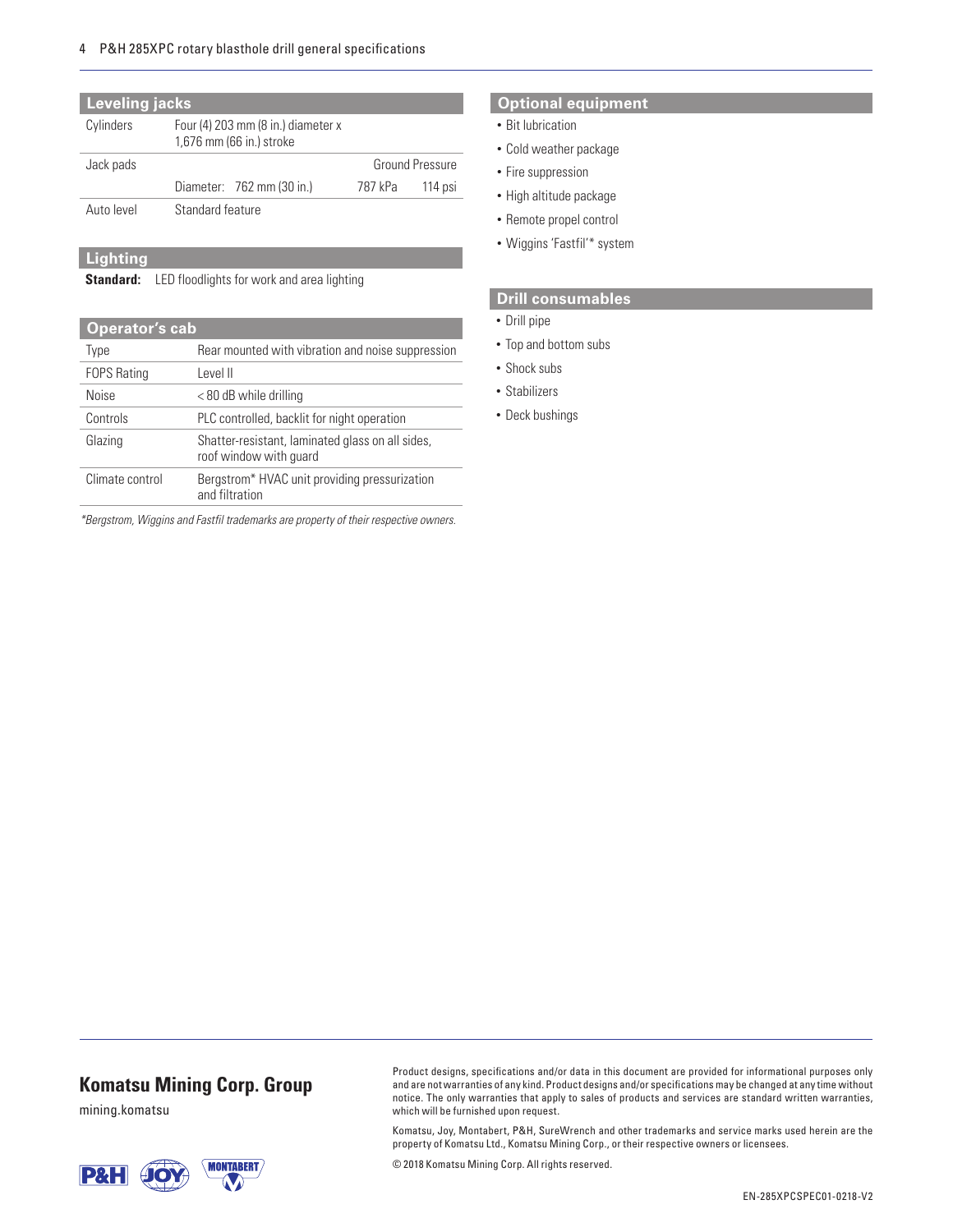## Leveling jacks

| | | | |
|---|---|---|---|
| Cylinders | Four (4) 203 mm (8 in.) diameter x 1,676 mm (66 in.) stroke | | |
| Jack pads | | Ground Pressure | |
| | Diameter: 762 mm (30 in.) | 787 kPa | 114 psi |
| Auto level | Standard feature | | |

## Lighting

**Standard:** LED floodlights for work and area lighting

## Operator's cab

| | |
|---|---|
| Type | Rear mounted with vibration and noise suppression |
| FOPS Rating | Level II |
| Noise | < 80 dB while drilling |
| Controls | PLC controlled, backlit for night operation |
| Glazing | Shatter-resistant, laminated glass on all sides, roof window with guard |
| Climate control | Bergstrom* HVAC unit providing pressurization and filtration |

*\*Bergstrom, Wiggins and Fastfil trademarks are property of their respective owners.*

## Optional equipment

- Bit lubrication
- Cold weather package
- Fire suppression
- High altitude package
- Remote propel control
- Wiggins 'Fastfil'* system

## Drill consumables

- Drill pipe
- Top and bottom subs
- Shock subs
- Stabilizers
- Deck bushings

**Komatsu Mining Corp. Group**

mining.komatsu

Product designs, specifications and/or data in this document are provided for informational purposes only and are not warranties of any kind. Product designs and/or specifications may be changed at any time without notice. The only warranties that apply to sales of products and services are standard written warranties, which will be furnished upon request.

Komatsu, Joy, Montabert, P&H, SureWrench and other trademarks and service marks used herein are the property of Komatsu Ltd., Komatsu Mining Corp., or their respective owners or licensees.

© 2018 Komatsu Mining Corp. All rights reserved.

EN-285XPCSPEC01-0218-V2